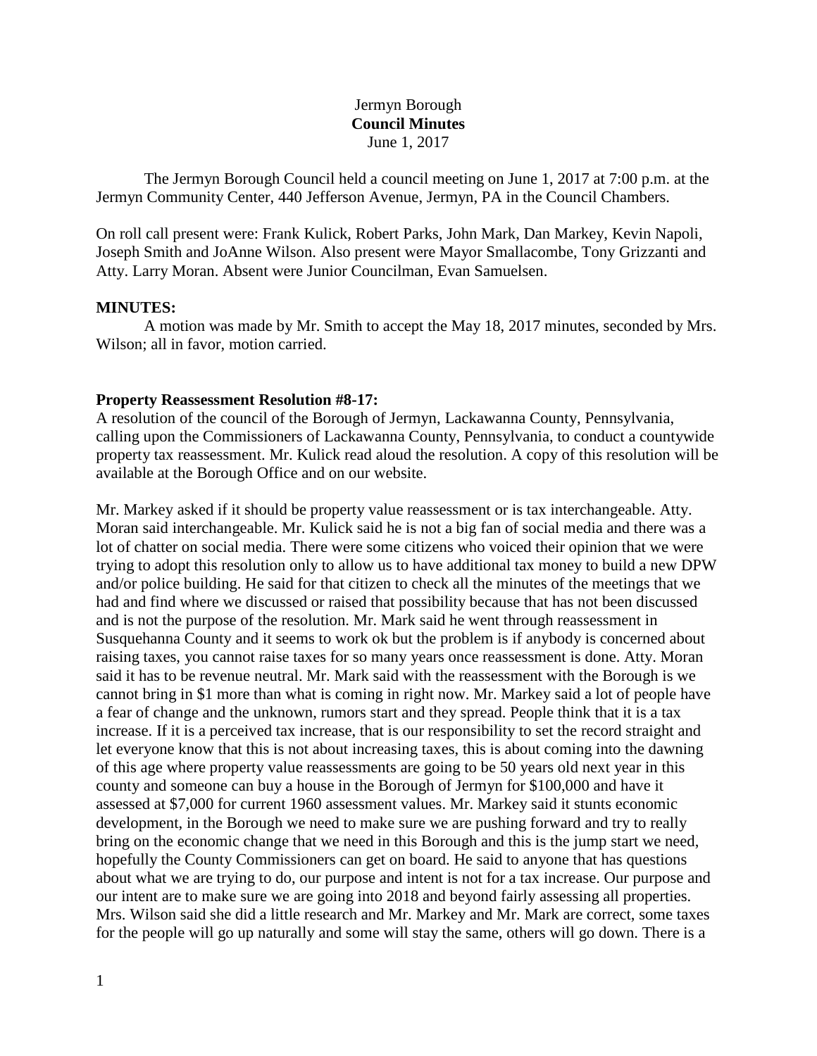Jermyn Borough
**Council Minutes**
June 1, 2017

The Jermyn Borough Council held a council meeting on June 1, 2017 at 7:00 p.m. at the Jermyn Community Center, 440 Jefferson Avenue, Jermyn, PA in the Council Chambers.

On roll call present were: Frank Kulick, Robert Parks, John Mark, Dan Markey, Kevin Napoli, Joseph Smith and JoAnne Wilson. Also present were Mayor Smallacombe, Tony Grizzanti and Atty. Larry Moran. Absent were Junior Councilman, Evan Samuelsen.

**MINUTES:**

A motion was made by Mr. Smith to accept the May 18, 2017 minutes, seconded by Mrs. Wilson; all in favor, motion carried.

**Property Reassessment Resolution #8-17:**

A resolution of the council of the Borough of Jermyn, Lackawanna County, Pennsylvania, calling upon the Commissioners of Lackawanna County, Pennsylvania, to conduct a countywide property tax reassessment. Mr. Kulick read aloud the resolution. A copy of this resolution will be available at the Borough Office and on our website.

Mr. Markey asked if it should be property value reassessment or is tax interchangeable. Atty. Moran said interchangeable. Mr. Kulick said he is not a big fan of social media and there was a lot of chatter on social media. There were some citizens who voiced their opinion that we were trying to adopt this resolution only to allow us to have additional tax money to build a new DPW and/or police building. He said for that citizen to check all the minutes of the meetings that we had and find where we discussed or raised that possibility because that has not been discussed and is not the purpose of the resolution. Mr. Mark said he went through reassessment in Susquehanna County and it seems to work ok but the problem is if anybody is concerned about raising taxes, you cannot raise taxes for so many years once reassessment is done. Atty. Moran said it has to be revenue neutral. Mr. Mark said with the reassessment with the Borough is we cannot bring in $1 more than what is coming in right now. Mr. Markey said a lot of people have a fear of change and the unknown, rumors start and they spread. People think that it is a tax increase. If it is a perceived tax increase, that is our responsibility to set the record straight and let everyone know that this is not about increasing taxes, this is about coming into the dawning of this age where property value reassessments are going to be 50 years old next year in this county and someone can buy a house in the Borough of Jermyn for $100,000 and have it assessed at $7,000 for current 1960 assessment values. Mr. Markey said it stunts economic development, in the Borough we need to make sure we are pushing forward and try to really bring on the economic change that we need in this Borough and this is the jump start we need, hopefully the County Commissioners can get on board. He said to anyone that has questions about what we are trying to do, our purpose and intent is not for a tax increase. Our purpose and our intent are to make sure we are going into 2018 and beyond fairly assessing all properties. Mrs. Wilson said she did a little research and Mr. Markey and Mr. Mark are correct, some taxes for the people will go up naturally and some will stay the same, others will go down. There is a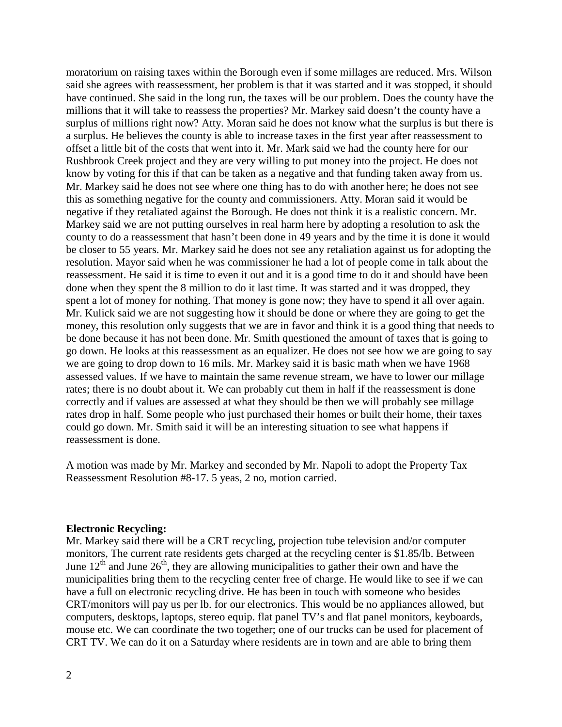moratorium on raising taxes within the Borough even if some millages are reduced. Mrs. Wilson said she agrees with reassessment, her problem is that it was started and it was stopped, it should have continued. She said in the long run, the taxes will be our problem. Does the county have the millions that it will take to reassess the properties? Mr. Markey said doesn't the county have a surplus of millions right now? Atty. Moran said he does not know what the surplus is but there is a surplus. He believes the county is able to increase taxes in the first year after reassessment to offset a little bit of the costs that went into it. Mr. Mark said we had the county here for our Rushbrook Creek project and they are very willing to put money into the project. He does not know by voting for this if that can be taken as a negative and that funding taken away from us. Mr. Markey said he does not see where one thing has to do with another here; he does not see this as something negative for the county and commissioners. Atty. Moran said it would be negative if they retaliated against the Borough. He does not think it is a realistic concern. Mr. Markey said we are not putting ourselves in real harm here by adopting a resolution to ask the county to do a reassessment that hasn't been done in 49 years and by the time it is done it would be closer to 55 years. Mr. Markey said he does not see any retaliation against us for adopting the resolution. Mayor said when he was commissioner he had a lot of people come in talk about the reassessment. He said it is time to even it out and it is a good time to do it and should have been done when they spent the 8 million to do it last time. It was started and it was dropped, they spent a lot of money for nothing. That money is gone now; they have to spend it all over again. Mr. Kulick said we are not suggesting how it should be done or where they are going to get the money, this resolution only suggests that we are in favor and think it is a good thing that needs to be done because it has not been done. Mr. Smith questioned the amount of taxes that is going to go down. He looks at this reassessment as an equalizer. He does not see how we are going to say we are going to drop down to 16 mils. Mr. Markey said it is basic math when we have 1968 assessed values. If we have to maintain the same revenue stream, we have to lower our millage rates; there is no doubt about it. We can probably cut them in half if the reassessment is done correctly and if values are assessed at what they should be then we will probably see millage rates drop in half. Some people who just purchased their homes or built their home, their taxes could go down. Mr. Smith said it will be an interesting situation to see what happens if reassessment is done.

A motion was made by Mr. Markey and seconded by Mr. Napoli to adopt the Property Tax Reassessment Resolution #8-17. 5 yeas, 2 no, motion carried.

**Electronic Recycling:**
Mr. Markey said there will be a CRT recycling, projection tube television and/or computer monitors, The current rate residents gets charged at the recycling center is $1.85/lb. Between June 12th and June 26th, they are allowing municipalities to gather their own and have the municipalities bring them to the recycling center free of charge. He would like to see if we can have a full on electronic recycling drive. He has been in touch with someone who besides CRT/monitors will pay us per lb. for our electronics. This would be no appliances allowed, but computers, desktops, laptops, stereo equip. flat panel TV's and flat panel monitors, keyboards, mouse etc. We can coordinate the two together; one of our trucks can be used for placement of CRT TV. We can do it on a Saturday where residents are in town and are able to bring them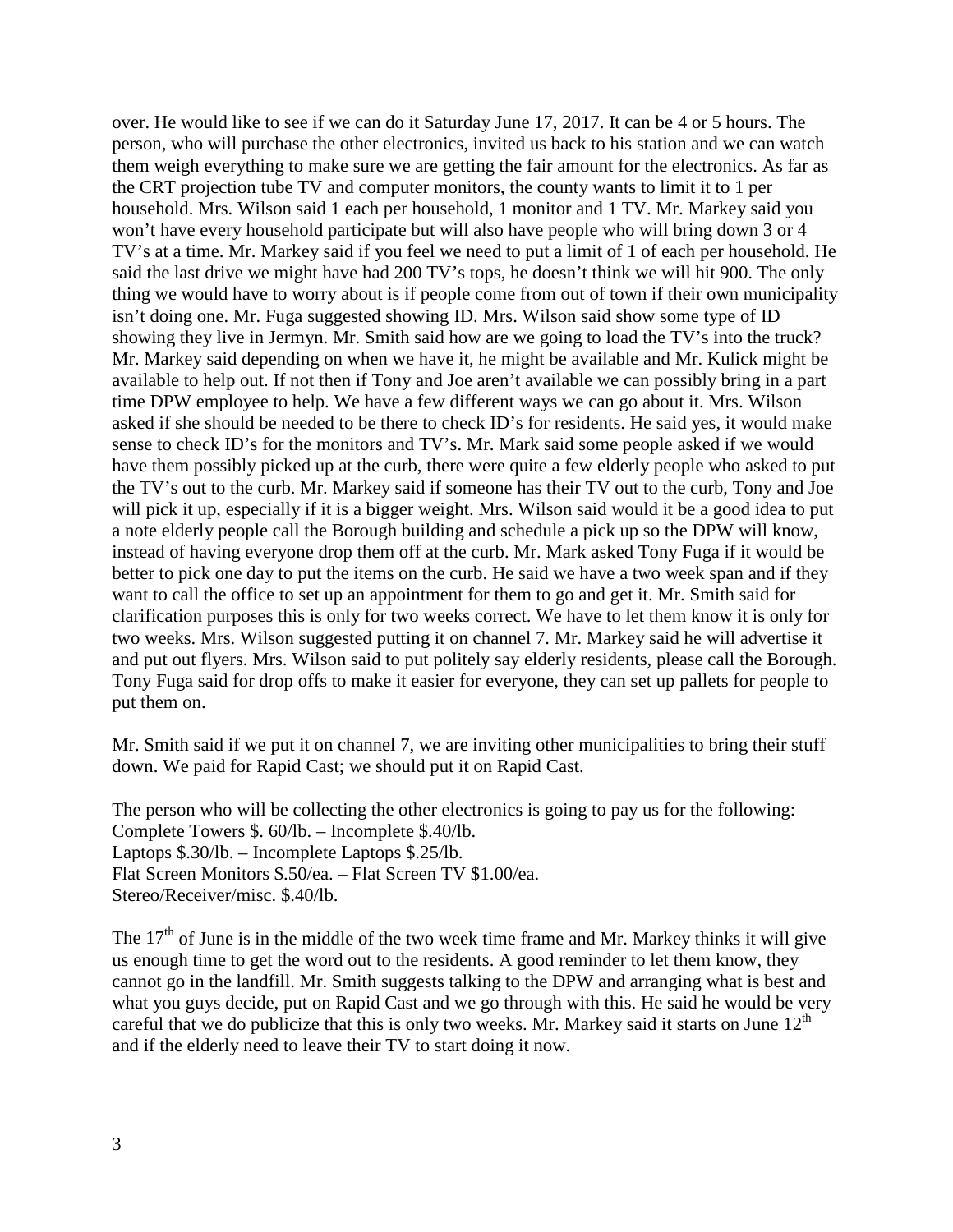over. He would like to see if we can do it Saturday June 17, 2017. It can be 4 or 5 hours. The person, who will purchase the other electronics, invited us back to his station and we can watch them weigh everything to make sure we are getting the fair amount for the electronics. As far as the CRT projection tube TV and computer monitors, the county wants to limit it to 1 per household. Mrs. Wilson said 1 each per household, 1 monitor and 1 TV. Mr. Markey said you won't have every household participate but will also have people who will bring down 3 or 4 TV's at a time. Mr. Markey said if you feel we need to put a limit of 1 of each per household. He said the last drive we might have had 200 TV's tops, he doesn't think we will hit 900. The only thing we would have to worry about is if people come from out of town if their own municipality isn't doing one. Mr. Fuga suggested showing ID. Mrs. Wilson said show some type of ID showing they live in Jermyn. Mr. Smith said how are we going to load the TV's into the truck? Mr. Markey said depending on when we have it, he might be available and Mr. Kulick might be available to help out. If not then if Tony and Joe aren't available we can possibly bring in a part time DPW employee to help. We have a few different ways we can go about it. Mrs. Wilson asked if she should be needed to be there to check ID's for residents. He said yes, it would make sense to check ID's for the monitors and TV's. Mr. Mark said some people asked if we would have them possibly picked up at the curb, there were quite a few elderly people who asked to put the TV's out to the curb. Mr. Markey said if someone has their TV out to the curb, Tony and Joe will pick it up, especially if it is a bigger weight. Mrs. Wilson said would it be a good idea to put a note elderly people call the Borough building and schedule a pick up so the DPW will know, instead of having everyone drop them off at the curb. Mr. Mark asked Tony Fuga if it would be better to pick one day to put the items on the curb. He said we have a two week span and if they want to call the office to set up an appointment for them to go and get it. Mr. Smith said for clarification purposes this is only for two weeks correct. We have to let them know it is only for two weeks. Mrs. Wilson suggested putting it on channel 7. Mr. Markey said he will advertise it and put out flyers. Mrs. Wilson said to put politely say elderly residents, please call the Borough. Tony Fuga said for drop offs to make it easier for everyone, they can set up pallets for people to put them on.

Mr. Smith said if we put it on channel 7, we are inviting other municipalities to bring their stuff down. We paid for Rapid Cast; we should put it on Rapid Cast.

The person who will be collecting the other electronics is going to pay us for the following:
Complete Towers $. 60/lb. – Incomplete $.40/lb.
Laptops $.30/lb. – Incomplete Laptops $.25/lb.
Flat Screen Monitors $.50/ea. – Flat Screen TV $1.00/ea.
Stereo/Receiver/misc. $.40/lb.

The 17th of June is in the middle of the two week time frame and Mr. Markey thinks it will give us enough time to get the word out to the residents. A good reminder to let them know, they cannot go in the landfill. Mr. Smith suggests talking to the DPW and arranging what is best and what you guys decide, put on Rapid Cast and we go through with this. He said he would be very careful that we do publicize that this is only two weeks. Mr. Markey said it starts on June 12th and if the elderly need to leave their TV to start doing it now.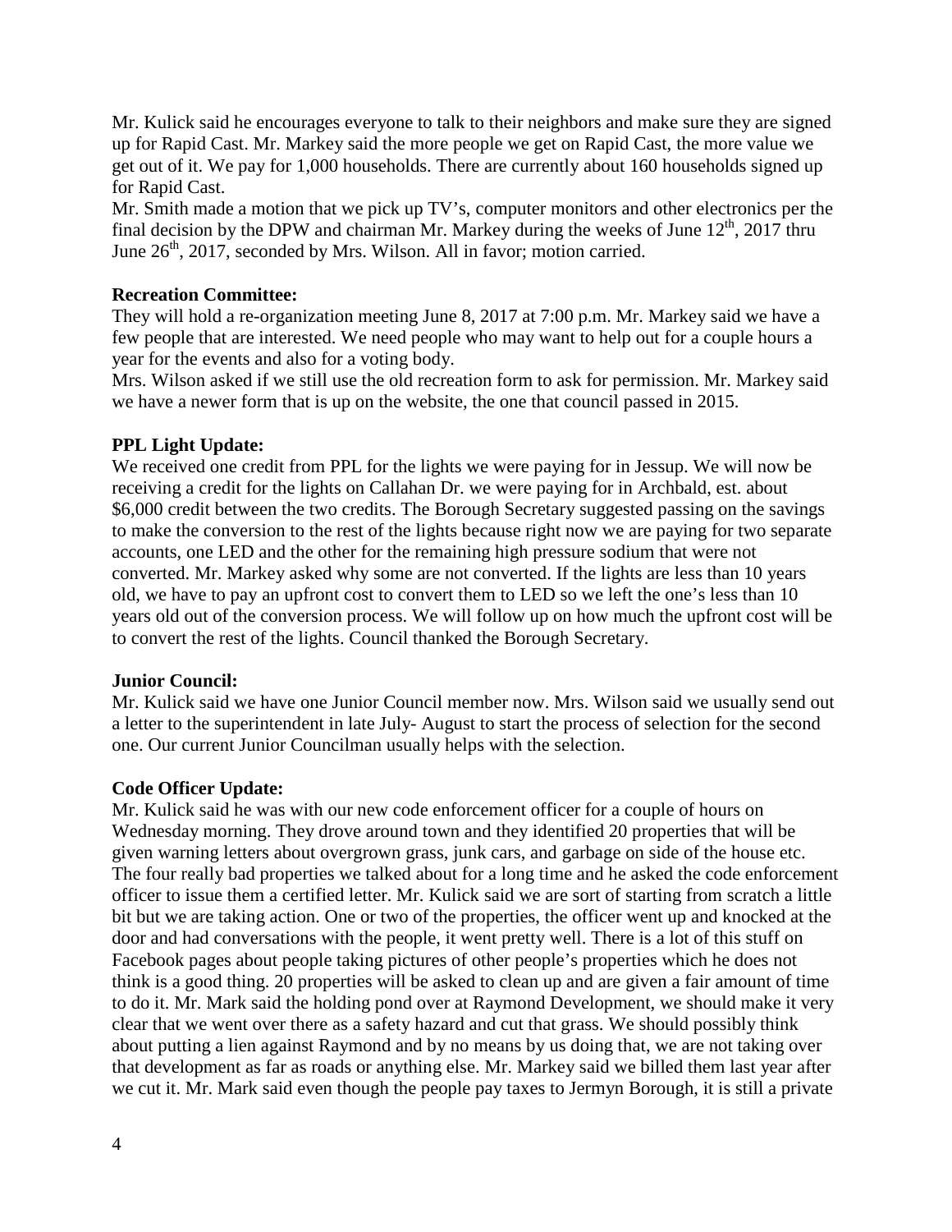Mr. Kulick said he encourages everyone to talk to their neighbors and make sure they are signed up for Rapid Cast. Mr. Markey said the more people we get on Rapid Cast, the more value we get out of it. We pay for 1,000 households. There are currently about 160 households signed up for Rapid Cast.

Mr. Smith made a motion that we pick up TV's, computer monitors and other electronics per the final decision by the DPW and chairman Mr. Markey during the weeks of June 12th, 2017 thru June 26th, 2017, seconded by Mrs. Wilson. All in favor; motion carried.

**Recreation Committee:**

They will hold a re-organization meeting June 8, 2017 at 7:00 p.m. Mr. Markey said we have a few people that are interested. We need people who may want to help out for a couple hours a year for the events and also for a voting body.

Mrs. Wilson asked if we still use the old recreation form to ask for permission. Mr. Markey said we have a newer form that is up on the website, the one that council passed in 2015.

**PPL Light Update:**

We received one credit from PPL for the lights we were paying for in Jessup. We will now be receiving a credit for the lights on Callahan Dr. we were paying for in Archbald, est. about $6,000 credit between the two credits. The Borough Secretary suggested passing on the savings to make the conversion to the rest of the lights because right now we are paying for two separate accounts, one LED and the other for the remaining high pressure sodium that were not converted. Mr. Markey asked why some are not converted. If the lights are less than 10 years old, we have to pay an upfront cost to convert them to LED so we left the one's less than 10 years old out of the conversion process. We will follow up on how much the upfront cost will be to convert the rest of the lights. Council thanked the Borough Secretary.

**Junior Council:**

Mr. Kulick said we have one Junior Council member now. Mrs. Wilson said we usually send out a letter to the superintendent in late July- August to start the process of selection for the second one. Our current Junior Councilman usually helps with the selection.

**Code Officer Update:**

Mr. Kulick said he was with our new code enforcement officer for a couple of hours on Wednesday morning. They drove around town and they identified 20 properties that will be given warning letters about overgrown grass, junk cars, and garbage on side of the house etc. The four really bad properties we talked about for a long time and he asked the code enforcement officer to issue them a certified letter. Mr. Kulick said we are sort of starting from scratch a little bit but we are taking action. One or two of the properties, the officer went up and knocked at the door and had conversations with the people, it went pretty well. There is a lot of this stuff on Facebook pages about people taking pictures of other people's properties which he does not think is a good thing. 20 properties will be asked to clean up and are given a fair amount of time to do it. Mr. Mark said the holding pond over at Raymond Development, we should make it very clear that we went over there as a safety hazard and cut that grass. We should possibly think about putting a lien against Raymond and by no means by us doing that, we are not taking over that development as far as roads or anything else. Mr. Markey said we billed them last year after we cut it. Mr. Mark said even though the people pay taxes to Jermyn Borough, it is still a private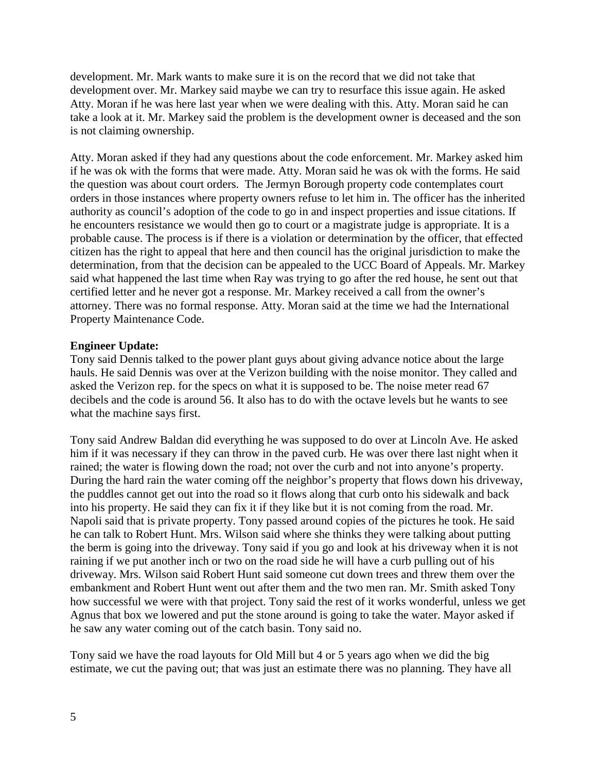development. Mr. Mark wants to make sure it is on the record that we did not take that development over. Mr. Markey said maybe we can try to resurface this issue again. He asked Atty. Moran if he was here last year when we were dealing with this. Atty. Moran said he can take a look at it. Mr. Markey said the problem is the development owner is deceased and the son is not claiming ownership.

Atty. Moran asked if they had any questions about the code enforcement. Mr. Markey asked him if he was ok with the forms that were made. Atty. Moran said he was ok with the forms. He said the question was about court orders. The Jermyn Borough property code contemplates court orders in those instances where property owners refuse to let him in. The officer has the inherited authority as council's adoption of the code to go in and inspect properties and issue citations. If he encounters resistance we would then go to court or a magistrate judge is appropriate. It is a probable cause. The process is if there is a violation or determination by the officer, that effected citizen has the right to appeal that here and then council has the original jurisdiction to make the determination, from that the decision can be appealed to the UCC Board of Appeals. Mr. Markey said what happened the last time when Ray was trying to go after the red house, he sent out that certified letter and he never got a response. Mr. Markey received a call from the owner's attorney. There was no formal response. Atty. Moran said at the time we had the International Property Maintenance Code.

**Engineer Update:**
Tony said Dennis talked to the power plant guys about giving advance notice about the large hauls. He said Dennis was over at the Verizon building with the noise monitor. They called and asked the Verizon rep. for the specs on what it is supposed to be. The noise meter read 67 decibels and the code is around 56. It also has to do with the octave levels but he wants to see what the machine says first.

Tony said Andrew Baldan did everything he was supposed to do over at Lincoln Ave. He asked him if it was necessary if they can throw in the paved curb. He was over there last night when it rained; the water is flowing down the road; not over the curb and not into anyone's property. During the hard rain the water coming off the neighbor's property that flows down his driveway, the puddles cannot get out into the road so it flows along that curb onto his sidewalk and back into his property. He said they can fix it if they like but it is not coming from the road. Mr. Napoli said that is private property. Tony passed around copies of the pictures he took. He said he can talk to Robert Hunt. Mrs. Wilson said where she thinks they were talking about putting the berm is going into the driveway. Tony said if you go and look at his driveway when it is not raining if we put another inch or two on the road side he will have a curb pulling out of his driveway. Mrs. Wilson said Robert Hunt said someone cut down trees and threw them over the embankment and Robert Hunt went out after them and the two men ran. Mr. Smith asked Tony how successful we were with that project. Tony said the rest of it works wonderful, unless we get Agnus that box we lowered and put the stone around is going to take the water. Mayor asked if he saw any water coming out of the catch basin. Tony said no.

Tony said we have the road layouts for Old Mill but 4 or 5 years ago when we did the big estimate, we cut the paving out; that was just an estimate there was no planning. They have all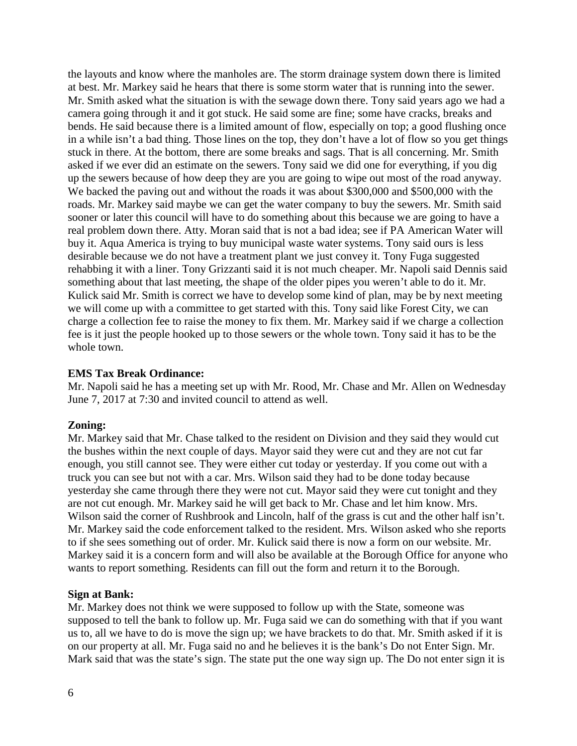the layouts and know where the manholes are. The storm drainage system down there is limited at best. Mr. Markey said he hears that there is some storm water that is running into the sewer. Mr. Smith asked what the situation is with the sewage down there. Tony said years ago we had a camera going through it and it got stuck. He said some are fine; some have cracks, breaks and bends. He said because there is a limited amount of flow, especially on top; a good flushing once in a while isn't a bad thing. Those lines on the top, they don't have a lot of flow so you get things stuck in there. At the bottom, there are some breaks and sags. That is all concerning. Mr. Smith asked if we ever did an estimate on the sewers. Tony said we did one for everything, if you dig up the sewers because of how deep they are you are going to wipe out most of the road anyway. We backed the paving out and without the roads it was about $300,000 and $500,000 with the roads. Mr. Markey said maybe we can get the water company to buy the sewers. Mr. Smith said sooner or later this council will have to do something about this because we are going to have a real problem down there. Atty. Moran said that is not a bad idea; see if PA American Water will buy it. Aqua America is trying to buy municipal waste water systems. Tony said ours is less desirable because we do not have a treatment plant we just convey it. Tony Fuga suggested rehabbing it with a liner. Tony Grizzanti said it is not much cheaper. Mr. Napoli said Dennis said something about that last meeting, the shape of the older pipes you weren't able to do it. Mr. Kulick said Mr. Smith is correct we have to develop some kind of plan, may be by next meeting we will come up with a committee to get started with this. Tony said like Forest City, we can charge a collection fee to raise the money to fix them. Mr. Markey said if we charge a collection fee is it just the people hooked up to those sewers or the whole town. Tony said it has to be the whole town.

**EMS Tax Break Ordinance:**
Mr. Napoli said he has a meeting set up with Mr. Rood, Mr. Chase and Mr. Allen on Wednesday June 7, 2017 at 7:30 and invited council to attend as well.

**Zoning:**
Mr. Markey said that Mr. Chase talked to the resident on Division and they said they would cut the bushes within the next couple of days. Mayor said they were cut and they are not cut far enough, you still cannot see. They were either cut today or yesterday. If you come out with a truck you can see but not with a car. Mrs. Wilson said they had to be done today because yesterday she came through there they were not cut. Mayor said they were cut tonight and they are not cut enough. Mr. Markey said he will get back to Mr. Chase and let him know. Mrs. Wilson said the corner of Rushbrook and Lincoln, half of the grass is cut and the other half isn't. Mr. Markey said the code enforcement talked to the resident. Mrs. Wilson asked who she reports to if she sees something out of order. Mr. Kulick said there is now a form on our website. Mr. Markey said it is a concern form and will also be available at the Borough Office for anyone who wants to report something. Residents can fill out the form and return it to the Borough.

**Sign at Bank:**
Mr. Markey does not think we were supposed to follow up with the State, someone was supposed to tell the bank to follow up. Mr. Fuga said we can do something with that if you want us to, all we have to do is move the sign up; we have brackets to do that. Mr. Smith asked if it is on our property at all. Mr. Fuga said no and he believes it is the bank's Do not Enter Sign. Mr. Mark said that was the state's sign. The state put the one way sign up. The Do not enter sign it is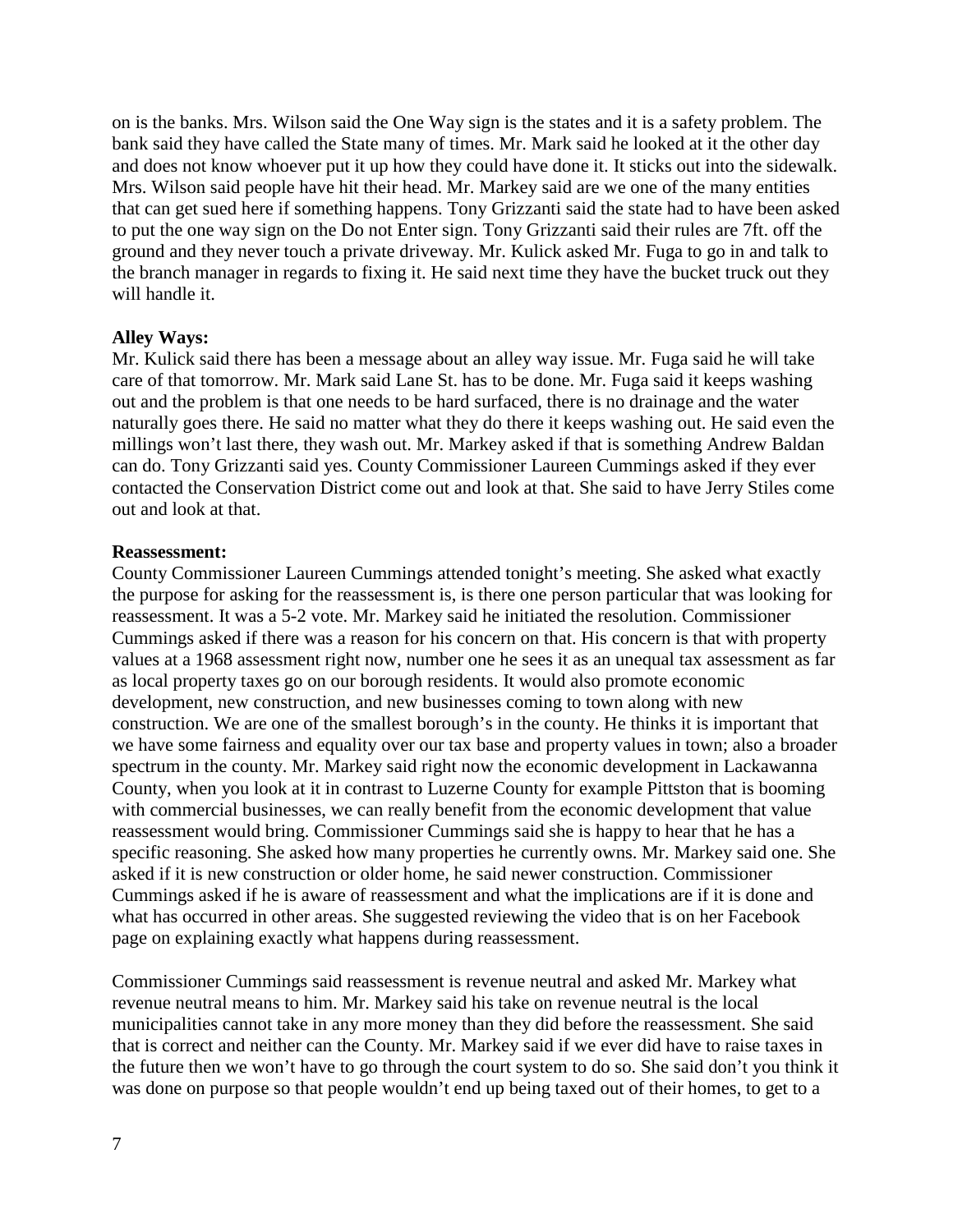on is the banks. Mrs. Wilson said the One Way sign is the states and it is a safety problem. The bank said they have called the State many of times. Mr. Mark said he looked at it the other day and does not know whoever put it up how they could have done it. It sticks out into the sidewalk. Mrs. Wilson said people have hit their head. Mr. Markey said are we one of the many entities that can get sued here if something happens. Tony Grizzanti said the state had to have been asked to put the one way sign on the Do not Enter sign. Tony Grizzanti said their rules are 7ft. off the ground and they never touch a private driveway. Mr. Kulick asked Mr. Fuga to go in and talk to the branch manager in regards to fixing it. He said next time they have the bucket truck out they will handle it.

**Alley Ways:**
Mr. Kulick said there has been a message about an alley way issue. Mr. Fuga said he will take care of that tomorrow. Mr. Mark said Lane St. has to be done. Mr. Fuga said it keeps washing out and the problem is that one needs to be hard surfaced, there is no drainage and the water naturally goes there. He said no matter what they do there it keeps washing out. He said even the millings won't last there, they wash out. Mr. Markey asked if that is something Andrew Baldan can do. Tony Grizzanti said yes. County Commissioner Laureen Cummings asked if they ever contacted the Conservation District come out and look at that. She said to have Jerry Stiles come out and look at that.

**Reassessment:**
County Commissioner Laureen Cummings attended tonight's meeting. She asked what exactly the purpose for asking for the reassessment is, is there one person particular that was looking for reassessment. It was a 5-2 vote. Mr. Markey said he initiated the resolution. Commissioner Cummings asked if there was a reason for his concern on that. His concern is that with property values at a 1968 assessment right now, number one he sees it as an unequal tax assessment as far as local property taxes go on our borough residents. It would also promote economic development, new construction, and new businesses coming to town along with new construction. We are one of the smallest borough's in the county. He thinks it is important that we have some fairness and equality over our tax base and property values in town; also a broader spectrum in the county. Mr. Markey said right now the economic development in Lackawanna County, when you look at it in contrast to Luzerne County for example Pittston that is booming with commercial businesses, we can really benefit from the economic development that value reassessment would bring. Commissioner Cummings said she is happy to hear that he has a specific reasoning. She asked how many properties he currently owns. Mr. Markey said one. She asked if it is new construction or older home, he said newer construction. Commissioner Cummings asked if he is aware of reassessment and what the implications are if it is done and what has occurred in other areas. She suggested reviewing the video that is on her Facebook page on explaining exactly what happens during reassessment.

Commissioner Cummings said reassessment is revenue neutral and asked Mr. Markey what revenue neutral means to him. Mr. Markey said his take on revenue neutral is the local municipalities cannot take in any more money than they did before the reassessment. She said that is correct and neither can the County. Mr. Markey said if we ever did have to raise taxes in the future then we won't have to go through the court system to do so. She said don't you think it was done on purpose so that people wouldn't end up being taxed out of their homes, to get to a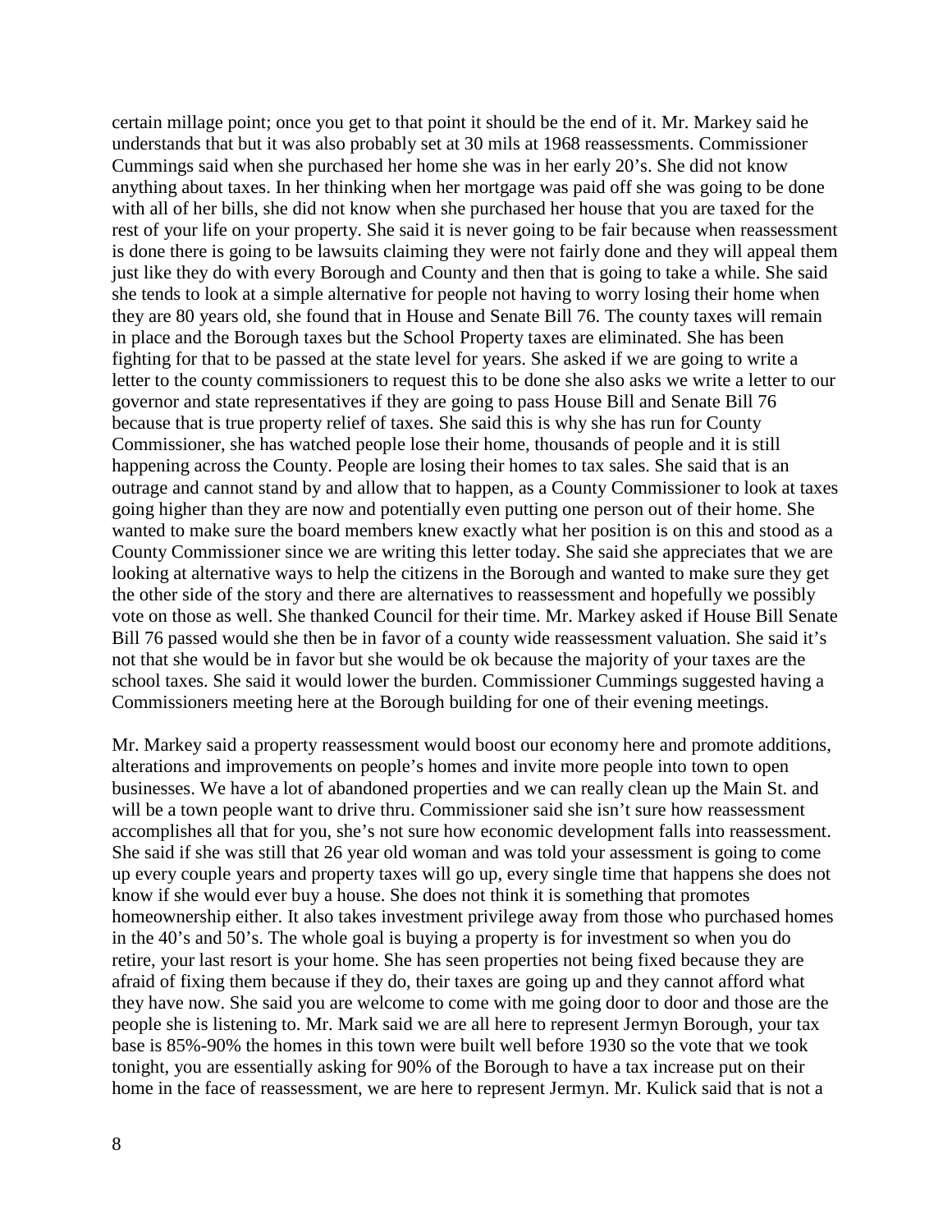certain millage point; once you get to that point it should be the end of it. Mr. Markey said he understands that but it was also probably set at 30 mils at 1968 reassessments. Commissioner Cummings said when she purchased her home she was in her early 20's. She did not know anything about taxes. In her thinking when her mortgage was paid off she was going to be done with all of her bills, she did not know when she purchased her house that you are taxed for the rest of your life on your property. She said it is never going to be fair because when reassessment is done there is going to be lawsuits claiming they were not fairly done and they will appeal them just like they do with every Borough and County and then that is going to take a while. She said she tends to look at a simple alternative for people not having to worry losing their home when they are 80 years old, she found that in House and Senate Bill 76. The county taxes will remain in place and the Borough taxes but the School Property taxes are eliminated. She has been fighting for that to be passed at the state level for years. She asked if we are going to write a letter to the county commissioners to request this to be done she also asks we write a letter to our governor and state representatives if they are going to pass House Bill and Senate Bill 76 because that is true property relief of taxes. She said this is why she has run for County Commissioner, she has watched people lose their home, thousands of people and it is still happening across the County. People are losing their homes to tax sales. She said that is an outrage and cannot stand by and allow that to happen, as a County Commissioner to look at taxes going higher than they are now and potentially even putting one person out of their home. She wanted to make sure the board members knew exactly what her position is on this and stood as a County Commissioner since we are writing this letter today. She said she appreciates that we are looking at alternative ways to help the citizens in the Borough and wanted to make sure they get the other side of the story and there are alternatives to reassessment and hopefully we possibly vote on those as well. She thanked Council for their time. Mr. Markey asked if House Bill Senate Bill 76 passed would she then be in favor of a county wide reassessment valuation. She said it's not that she would be in favor but she would be ok because the majority of your taxes are the school taxes. She said it would lower the burden. Commissioner Cummings suggested having a Commissioners meeting here at the Borough building for one of their evening meetings.

Mr. Markey said a property reassessment would boost our economy here and promote additions, alterations and improvements on people's homes and invite more people into town to open businesses. We have a lot of abandoned properties and we can really clean up the Main St. and will be a town people want to drive thru. Commissioner said she isn't sure how reassessment accomplishes all that for you, she's not sure how economic development falls into reassessment. She said if she was still that 26 year old woman and was told your assessment is going to come up every couple years and property taxes will go up, every single time that happens she does not know if she would ever buy a house. She does not think it is something that promotes homeownership either. It also takes investment privilege away from those who purchased homes in the 40's and 50's. The whole goal is buying a property is for investment so when you do retire, your last resort is your home. She has seen properties not being fixed because they are afraid of fixing them because if they do, their taxes are going up and they cannot afford what they have now. She said you are welcome to come with me going door to door and those are the people she is listening to. Mr. Mark said we are all here to represent Jermyn Borough, your tax base is 85%-90% the homes in this town were built well before 1930 so the vote that we took tonight, you are essentially asking for 90% of the Borough to have a tax increase put on their home in the face of reassessment, we are here to represent Jermyn. Mr. Kulick said that is not a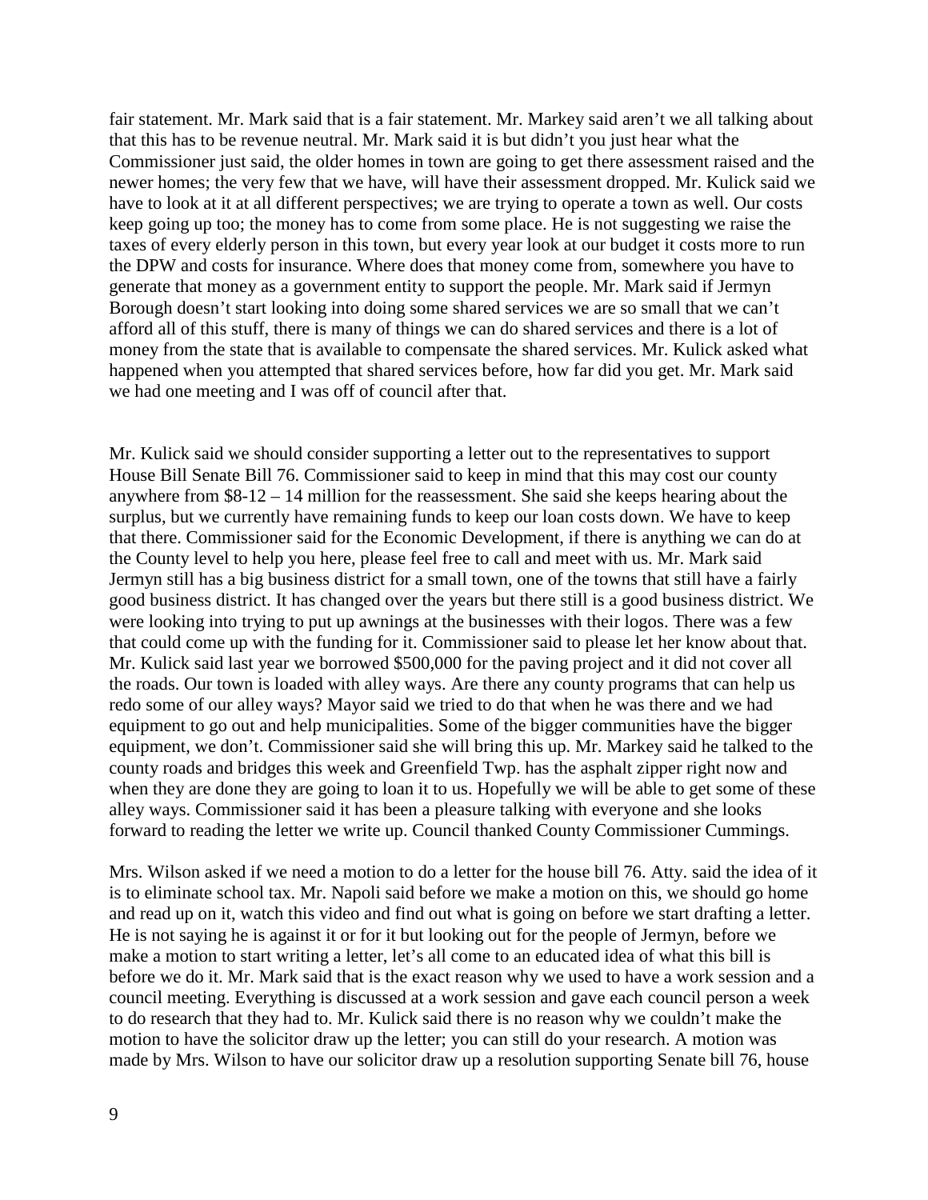fair statement. Mr. Mark said that is a fair statement. Mr. Markey said aren't we all talking about that this has to be revenue neutral. Mr. Mark said it is but didn't you just hear what the Commissioner just said, the older homes in town are going to get there assessment raised and the newer homes; the very few that we have, will have their assessment dropped. Mr. Kulick said we have to look at it at all different perspectives; we are trying to operate a town as well. Our costs keep going up too; the money has to come from some place. He is not suggesting we raise the taxes of every elderly person in this town, but every year look at our budget it costs more to run the DPW and costs for insurance. Where does that money come from, somewhere you have to generate that money as a government entity to support the people. Mr. Mark said if Jermyn Borough doesn't start looking into doing some shared services we are so small that we can't afford all of this stuff, there is many of things we can do shared services and there is a lot of money from the state that is available to compensate the shared services. Mr. Kulick asked what happened when you attempted that shared services before, how far did you get. Mr. Mark said we had one meeting and I was off of council after that.

Mr. Kulick said we should consider supporting a letter out to the representatives to support House Bill Senate Bill 76. Commissioner said to keep in mind that this may cost our county anywhere from $8-12 – 14 million for the reassessment. She said she keeps hearing about the surplus, but we currently have remaining funds to keep our loan costs down. We have to keep that there. Commissioner said for the Economic Development, if there is anything we can do at the County level to help you here, please feel free to call and meet with us. Mr. Mark said Jermyn still has a big business district for a small town, one of the towns that still have a fairly good business district. It has changed over the years but there still is a good business district. We were looking into trying to put up awnings at the businesses with their logos. There was a few that could come up with the funding for it. Commissioner said to please let her know about that. Mr. Kulick said last year we borrowed $500,000 for the paving project and it did not cover all the roads. Our town is loaded with alley ways. Are there any county programs that can help us redo some of our alley ways? Mayor said we tried to do that when he was there and we had equipment to go out and help municipalities. Some of the bigger communities have the bigger equipment, we don't. Commissioner said she will bring this up. Mr. Markey said he talked to the county roads and bridges this week and Greenfield Twp. has the asphalt zipper right now and when they are done they are going to loan it to us. Hopefully we will be able to get some of these alley ways. Commissioner said it has been a pleasure talking with everyone and she looks forward to reading the letter we write up. Council thanked County Commissioner Cummings.

Mrs. Wilson asked if we need a motion to do a letter for the house bill 76. Atty. said the idea of it is to eliminate school tax. Mr. Napoli said before we make a motion on this, we should go home and read up on it, watch this video and find out what is going on before we start drafting a letter. He is not saying he is against it or for it but looking out for the people of Jermyn, before we make a motion to start writing a letter, let's all come to an educated idea of what this bill is before we do it. Mr. Mark said that is the exact reason why we used to have a work session and a council meeting. Everything is discussed at a work session and gave each council person a week to do research that they had to. Mr. Kulick said there is no reason why we couldn't make the motion to have the solicitor draw up the letter; you can still do your research. A motion was made by Mrs. Wilson to have our solicitor draw up a resolution supporting Senate bill 76, house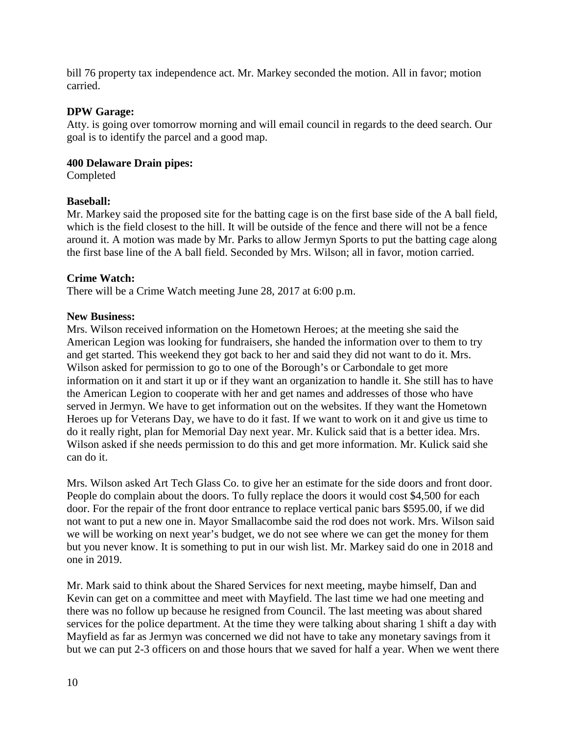bill 76 property tax independence act. Mr. Markey seconded the motion. All in favor; motion carried.

**DPW Garage:**
Atty. is going over tomorrow morning and will email council in regards to the deed search. Our goal is to identify the parcel and a good map.

**400 Delaware Drain pipes:**
Completed

**Baseball:**
Mr. Markey said the proposed site for the batting cage is on the first base side of the A ball field, which is the field closest to the hill. It will be outside of the fence and there will not be a fence around it. A motion was made by Mr. Parks to allow Jermyn Sports to put the batting cage along the first base line of the A ball field. Seconded by Mrs. Wilson; all in favor, motion carried.

**Crime Watch:**
There will be a Crime Watch meeting June 28, 2017 at 6:00 p.m.

**New Business:**
Mrs. Wilson received information on the Hometown Heroes; at the meeting she said the American Legion was looking for fundraisers, she handed the information over to them to try and get started. This weekend they got back to her and said they did not want to do it. Mrs. Wilson asked for permission to go to one of the Borough's or Carbondale to get more information on it and start it up or if they want an organization to handle it. She still has to have the American Legion to cooperate with her and get names and addresses of those who have served in Jermyn. We have to get information out on the websites. If they want the Hometown Heroes up for Veterans Day, we have to do it fast. If we want to work on it and give us time to do it really right, plan for Memorial Day next year. Mr. Kulick said that is a better idea. Mrs. Wilson asked if she needs permission to do this and get more information. Mr. Kulick said she can do it.

Mrs. Wilson asked Art Tech Glass Co. to give her an estimate for the side doors and front door. People do complain about the doors. To fully replace the doors it would cost $4,500 for each door. For the repair of the front door entrance to replace vertical panic bars $595.00, if we did not want to put a new one in. Mayor Smallacombe said the rod does not work. Mrs. Wilson said we will be working on next year's budget, we do not see where we can get the money for them but you never know. It is something to put in our wish list. Mr. Markey said do one in 2018 and one in 2019.

Mr. Mark said to think about the Shared Services for next meeting, maybe himself, Dan and Kevin can get on a committee and meet with Mayfield. The last time we had one meeting and there was no follow up because he resigned from Council. The last meeting was about shared services for the police department. At the time they were talking about sharing 1 shift a day with Mayfield as far as Jermyn was concerned we did not have to take any monetary savings from it but we can put 2-3 officers on and those hours that we saved for half a year. When we went there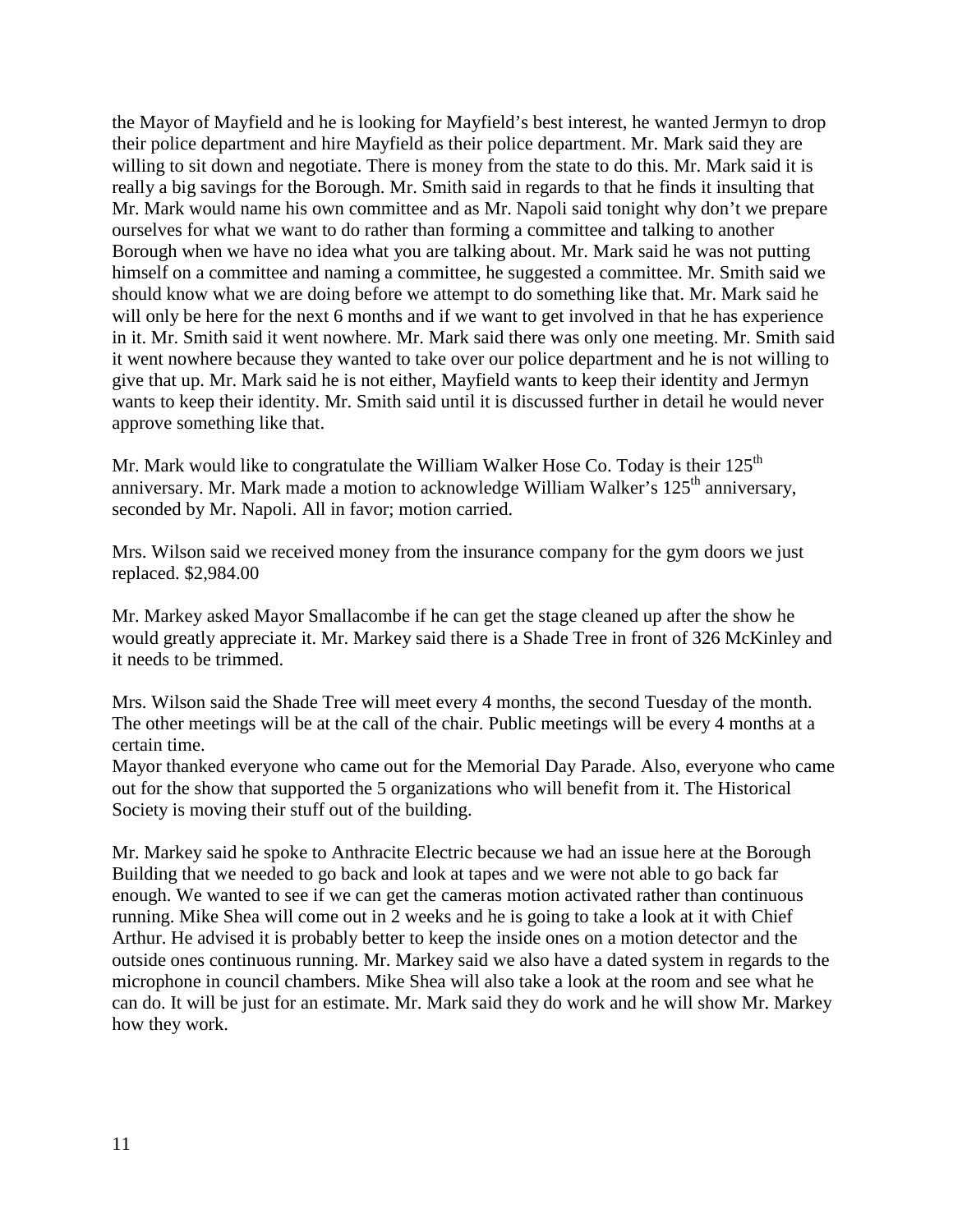the Mayor of Mayfield and he is looking for Mayfield's best interest, he wanted Jermyn to drop their police department and hire Mayfield as their police department. Mr. Mark said they are willing to sit down and negotiate. There is money from the state to do this. Mr. Mark said it is really a big savings for the Borough. Mr. Smith said in regards to that he finds it insulting that Mr. Mark would name his own committee and as Mr. Napoli said tonight why don't we prepare ourselves for what we want to do rather than forming a committee and talking to another Borough when we have no idea what you are talking about. Mr. Mark said he was not putting himself on a committee and naming a committee, he suggested a committee. Mr. Smith said we should know what we are doing before we attempt to do something like that. Mr. Mark said he will only be here for the next 6 months and if we want to get involved in that he has experience in it. Mr. Smith said it went nowhere. Mr. Mark said there was only one meeting. Mr. Smith said it went nowhere because they wanted to take over our police department and he is not willing to give that up. Mr. Mark said he is not either, Mayfield wants to keep their identity and Jermyn wants to keep their identity. Mr. Smith said until it is discussed further in detail he would never approve something like that.

Mr. Mark would like to congratulate the William Walker Hose Co. Today is their 125th anniversary. Mr. Mark made a motion to acknowledge William Walker's 125th anniversary, seconded by Mr. Napoli. All in favor; motion carried.

Mrs. Wilson said we received money from the insurance company for the gym doors we just replaced. $2,984.00

Mr. Markey asked Mayor Smallacombe if he can get the stage cleaned up after the show he would greatly appreciate it. Mr. Markey said there is a Shade Tree in front of 326 McKinley and it needs to be trimmed.

Mrs. Wilson said the Shade Tree will meet every 4 months, the second Tuesday of the month. The other meetings will be at the call of the chair. Public meetings will be every 4 months at a certain time.

Mayor thanked everyone who came out for the Memorial Day Parade. Also, everyone who came out for the show that supported the 5 organizations who will benefit from it. The Historical Society is moving their stuff out of the building.

Mr. Markey said he spoke to Anthracite Electric because we had an issue here at the Borough Building that we needed to go back and look at tapes and we were not able to go back far enough. We wanted to see if we can get the cameras motion activated rather than continuous running. Mike Shea will come out in 2 weeks and he is going to take a look at it with Chief Arthur. He advised it is probably better to keep the inside ones on a motion detector and the outside ones continuous running. Mr. Markey said we also have a dated system in regards to the microphone in council chambers. Mike Shea will also take a look at the room and see what he can do. It will be just for an estimate. Mr. Mark said they do work and he will show Mr. Markey how they work.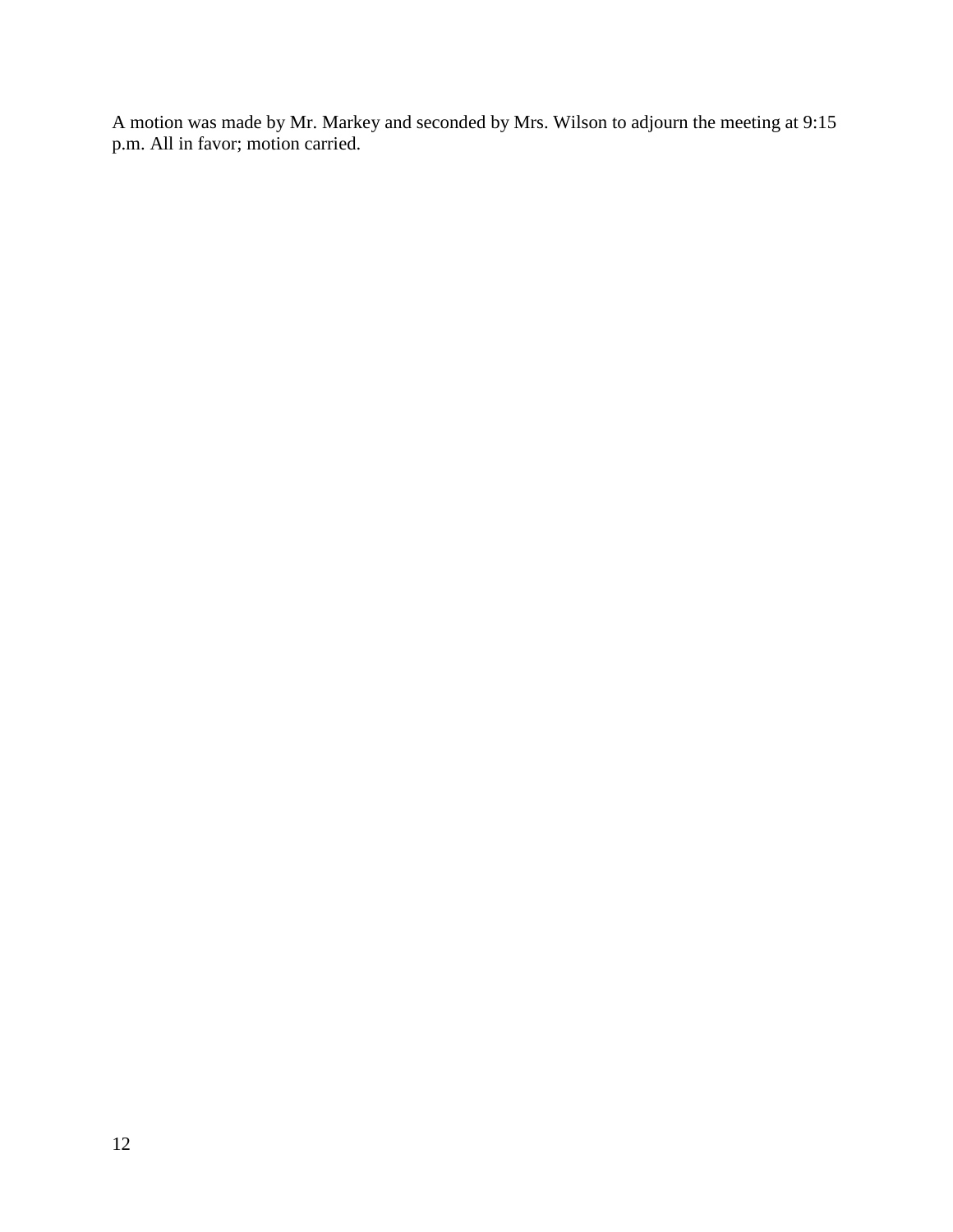A motion was made by Mr. Markey and seconded by Mrs. Wilson to adjourn the meeting at 9:15 p.m. All in favor; motion carried.